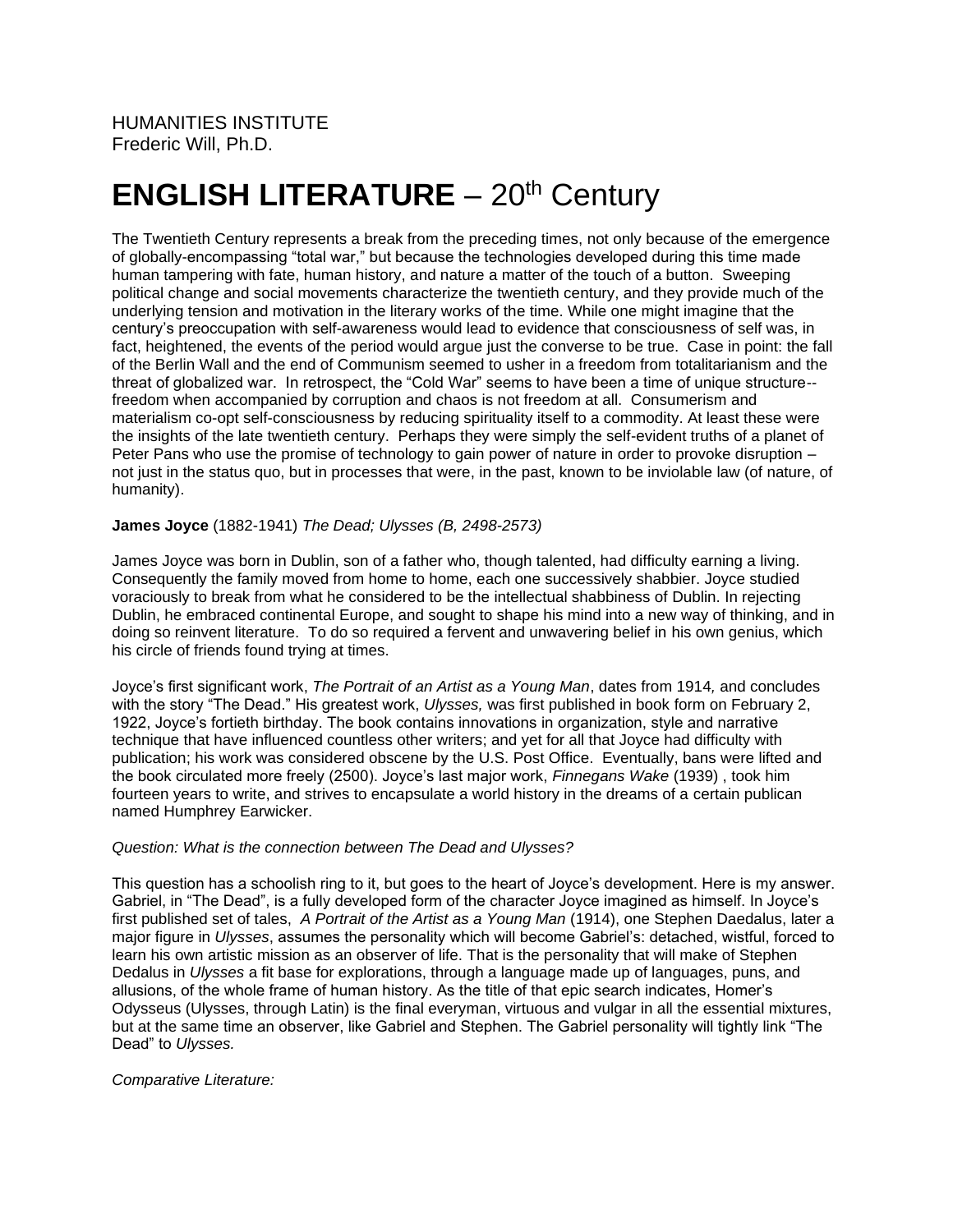HUMANITIES INSTITUTE
Frederic Will, Ph.D.

# **ENGLISH LITERATURE** – 20th Century

The Twentieth Century represents a break from the preceding times, not only because of the emergence of globally-encompassing "total war," but because the technologies developed during this time made human tampering with fate, human history, and nature a matter of the touch of a button. Sweeping political change and social movements characterize the twentieth century, and they provide much of the underlying tension and motivation in the literary works of the time. While one might imagine that the century's preoccupation with self-awareness would lead to evidence that consciousness of self was, in fact, heightened, the events of the period would argue just the converse to be true. Case in point: the fall of the Berlin Wall and the end of Communism seemed to usher in a freedom from totalitarianism and the threat of globalized war. In retrospect, the "Cold War" seems to have been a time of unique structure--freedom when accompanied by corruption and chaos is not freedom at all. Consumerism and materialism co-opt self-consciousness by reducing spirituality itself to a commodity. At least these were the insights of the late twentieth century. Perhaps they were simply the self-evident truths of a planet of Peter Pans who use the promise of technology to gain power of nature in order to provoke disruption – not just in the status quo, but in processes that were, in the past, known to be inviolable law (of nature, of humanity).

**James Joyce** (1882-1941) *The Dead; Ulysses (B, 2498-2573)*

James Joyce was born in Dublin, son of a father who, though talented, had difficulty earning a living. Consequently the family moved from home to home, each one successively shabbier. Joyce studied voraciously to break from what he considered to be the intellectual shabbiness of Dublin. In rejecting Dublin, he embraced continental Europe, and sought to shape his mind into a new way of thinking, and in doing so reinvent literature. To do so required a fervent and unwavering belief in his own genius, which his circle of friends found trying at times.

Joyce's first significant work, *The Portrait of an Artist as a Young Man*, dates from 1914*,* and concludes with the story "The Dead." His greatest work, *Ulysses,* was first published in book form on February 2, 1922, Joyce's fortieth birthday. The book contains innovations in organization, style and narrative technique that have influenced countless other writers; and yet for all that Joyce had difficulty with publication; his work was considered obscene by the U.S. Post Office. Eventually, bans were lifted and the book circulated more freely (2500). Joyce's last major work, *Finnegans Wake* (1939) , took him fourteen years to write, and strives to encapsulate a world history in the dreams of a certain publican named Humphrey Earwicker.

*Question: What is the connection between The Dead and Ulysses?*

This question has a schoolish ring to it, but goes to the heart of Joyce's development. Here is my answer. Gabriel, in "The Dead", is a fully developed form of the character Joyce imagined as himself. In Joyce's first published set of tales, *A Portrait of the Artist as a Young Man* (1914), one Stephen Daedalus, later a major figure in *Ulysses*, assumes the personality which will become Gabriel's: detached, wistful, forced to learn his own artistic mission as an observer of life. That is the personality that will make of Stephen Dedalus in *Ulysses* a fit base for explorations, through a language made up of languages, puns, and allusions, of the whole frame of human history. As the title of that epic search indicates, Homer's Odysseus (Ulysses, through Latin) is the final everyman, virtuous and vulgar in all the essential mixtures, but at the same time an observer, like Gabriel and Stephen. The Gabriel personality will tightly link "The Dead" to *Ulysses.*

*Comparative Literature:*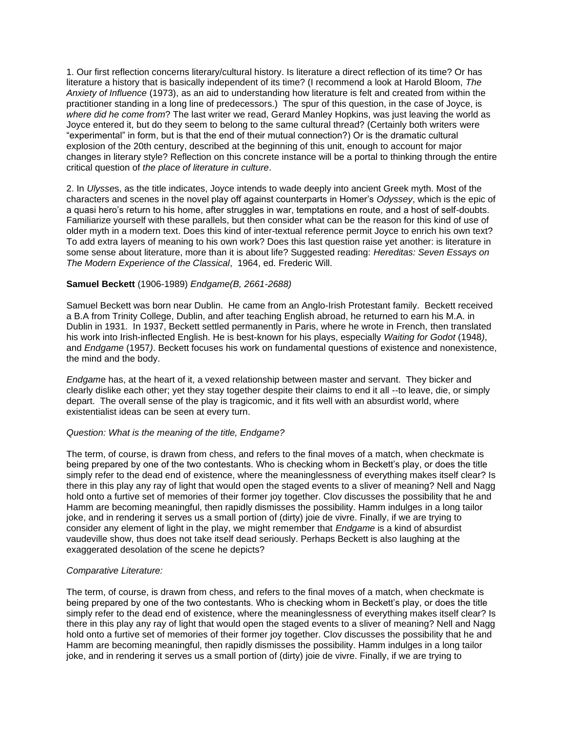1. Our first reflection concerns literary/cultural history. Is literature a direct reflection of its time? Or has literature a history that is basically independent of its time? (I recommend a look at Harold Bloom, *The Anxiety of Influence* (1973), as an aid to understanding how literature is felt and created from within the practitioner standing in a long line of predecessors.) The spur of this question, in the case of Joyce, is *where did he come from*? The last writer we read, Gerard Manley Hopkins, was just leaving the world as Joyce entered it, but do they seem to belong to the same cultural thread? (Certainly both writers were "experimental" in form, but is that the end of their mutual connection?) Or is the dramatic cultural explosion of the 20th century, described at the beginning of this unit, enough to account for major changes in literary style? Reflection on this concrete instance will be a portal to thinking through the entire critical question of *the place of literature in culture*.

2. In *Ulysses*, as the title indicates, Joyce intends to wade deeply into ancient Greek myth. Most of the characters and scenes in the novel play off against counterparts in Homer's *Odyssey*, which is the epic of a quasi hero's return to his home, after struggles in war, temptations en route, and a host of self-doubts. Familiarize yourself with these parallels, but then consider what can be the reason for this kind of use of older myth in a modern text. Does this kind of inter-textual reference permit Joyce to enrich his own text? To add extra layers of meaning to his own work? Does this last question raise yet another: is literature in some sense about literature, more than it is about life? Suggested reading: *Hereditas: Seven Essays on The Modern Experience of the Classical*, 1964, ed. Frederic Will.

**Samuel Beckett** (1906-1989) *Endgame(B, 2661-2688)*

Samuel Beckett was born near Dublin. He came from an Anglo-Irish Protestant family. Beckett received a B.A from Trinity College, Dublin, and after teaching English abroad, he returned to earn his M.A. in Dublin in 1931. In 1937, Beckett settled permanently in Paris, where he wrote in French, then translated his work into Irish-inflected English. He is best-known for his plays, especially *Waiting for Godot* (1948), and *Endgame* (1957). Beckett focuses his work on fundamental questions of existence and nonexistence, the mind and the body.

*Endgame* has, at the heart of it, a vexed relationship between master and servant. They bicker and clearly dislike each other; yet they stay together despite their claims to end it all --to leave, die, or simply depart. The overall sense of the play is tragicomic, and it fits well with an absurdist world, where existentialist ideas can be seen at every turn.

*Question: What is the meaning of the title, Endgame?*

The term, of course, is drawn from chess, and refers to the final moves of a match, when checkmate is being prepared by one of the two contestants. Who is checking whom in Beckett's play, or does the title simply refer to the dead end of existence, where the meaninglessness of everything makes itself clear? Is there in this play any ray of light that would open the staged events to a sliver of meaning? Nell and Nagg hold onto a furtive set of memories of their former joy together. Clov discusses the possibility that he and Hamm are becoming meaningful, then rapidly dismisses the possibility. Hamm indulges in a long tailor joke, and in rendering it serves us a small portion of (dirty) joie de vivre. Finally, if we are trying to consider any element of light in the play, we might remember that *Endgame* is a kind of absurdist vaudeville show, thus does not take itself dead seriously. Perhaps Beckett is also laughing at the exaggerated desolation of the scene he depicts?

*Comparative Literature:*

The term, of course, is drawn from chess, and refers to the final moves of a match, when checkmate is being prepared by one of the two contestants. Who is checking whom in Beckett's play, or does the title simply refer to the dead end of existence, where the meaninglessness of everything makes itself clear? Is there in this play any ray of light that would open the staged events to a sliver of meaning? Nell and Nagg hold onto a furtive set of memories of their former joy together. Clov discusses the possibility that he and Hamm are becoming meaningful, then rapidly dismisses the possibility. Hamm indulges in a long tailor joke, and in rendering it serves us a small portion of (dirty) joie de vivre. Finally, if we are trying to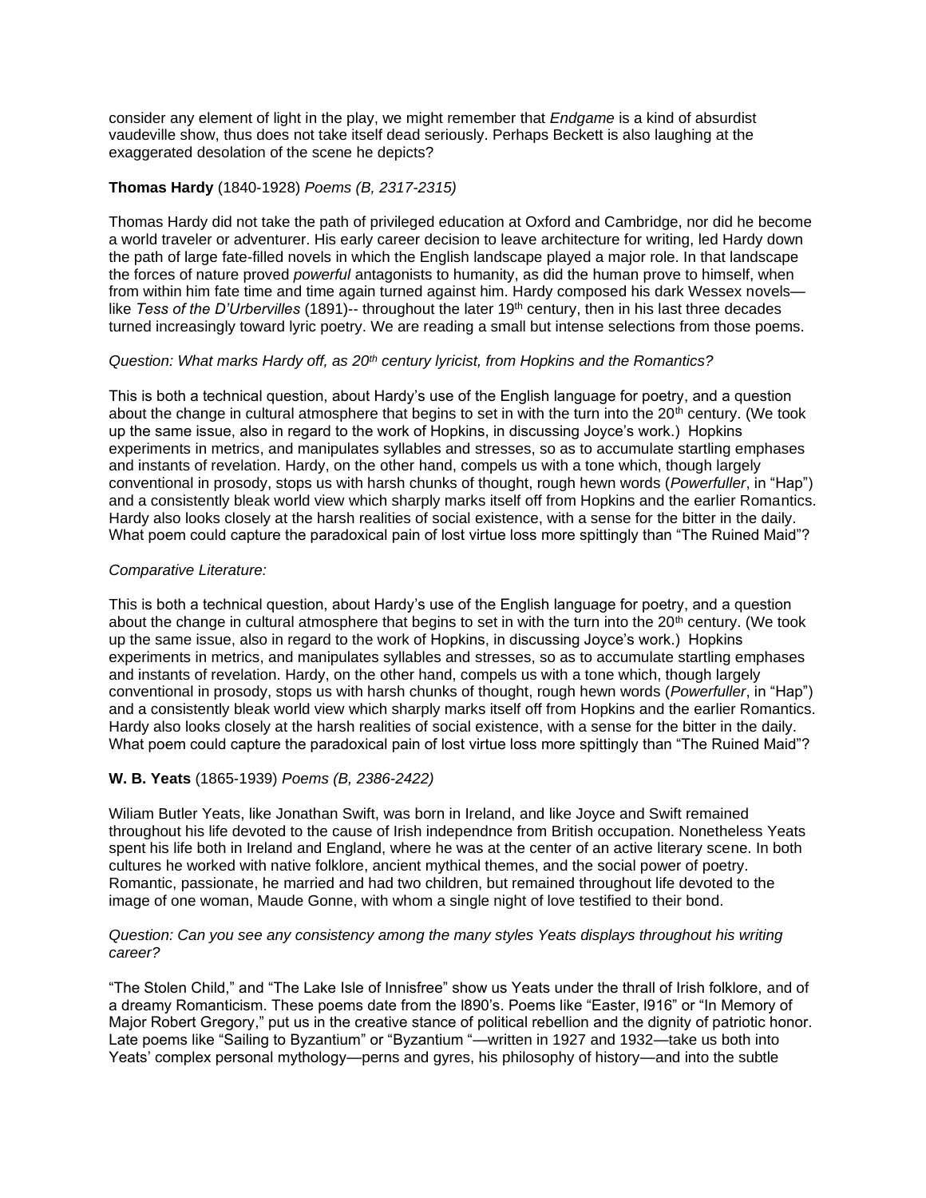consider any element of light in the play, we might remember that *Endgame* is a kind of absurdist vaudeville show, thus does not take itself dead seriously. Perhaps Beckett is also laughing at the exaggerated desolation of the scene he depicts?

**Thomas Hardy** (1840-1928) *Poems (B, 2317-2315)*

Thomas Hardy did not take the path of privileged education at Oxford and Cambridge, nor did he become a world traveler or adventurer. His early career decision to leave architecture for writing, led Hardy down the path of large fate-filled novels in which the English landscape played a major role. In that landscape the forces of nature proved *powerful* antagonists to humanity, as did the human prove to himself, when from within him fate time and time again turned against him. Hardy composed his dark Wessex novels—like *Tess of the D'Urbervilles* (1891)-- throughout the later 19th century, then in his last three decades turned increasingly toward lyric poetry. We are reading a small but intense selections from those poems.

*Question: What marks Hardy off, as 20th century lyricist, from Hopkins and the Romantics?*

This is both a technical question, about Hardy's use of the English language for poetry, and a question about the change in cultural atmosphere that begins to set in with the turn into the 20th century. (We took up the same issue, also in regard to the work of Hopkins, in discussing Joyce's work.) Hopkins experiments in metrics, and manipulates syllables and stresses, so as to accumulate startling emphases and instants of revelation. Hardy, on the other hand, compels us with a tone which, though largely conventional in prosody, stops us with harsh chunks of thought, rough hewn words (*Powerfuller*, in "Hap") and a consistently bleak world view which sharply marks itself off from Hopkins and the earlier Romantics. Hardy also looks closely at the harsh realities of social existence, with a sense for the bitter in the daily. What poem could capture the paradoxical pain of lost virtue loss more spittingly than "The Ruined Maid"?

*Comparative Literature:*

This is both a technical question, about Hardy's use of the English language for poetry, and a question about the change in cultural atmosphere that begins to set in with the turn into the 20th century. (We took up the same issue, also in regard to the work of Hopkins, in discussing Joyce's work.) Hopkins experiments in metrics, and manipulates syllables and stresses, so as to accumulate startling emphases and instants of revelation. Hardy, on the other hand, compels us with a tone which, though largely conventional in prosody, stops us with harsh chunks of thought, rough hewn words (*Powerfuller*, in "Hap") and a consistently bleak world view which sharply marks itself off from Hopkins and the earlier Romantics. Hardy also looks closely at the harsh realities of social existence, with a sense for the bitter in the daily. What poem could capture the paradoxical pain of lost virtue loss more spittingly than "The Ruined Maid"?

**W. B. Yeats** (1865-1939) *Poems (B, 2386-2422)*

Wiliam Butler Yeats, like Jonathan Swift, was born in Ireland, and like Joyce and Swift remained throughout his life devoted to the cause of Irish independnce from British occupation. Nonetheless Yeats spent his life both in Ireland and England, where he was at the center of an active literary scene. In both cultures he worked with native folklore, ancient mythical themes, and the social power of poetry. Romantic, passionate, he married and had two children, but remained throughout life devoted to the image of one woman, Maude Gonne, with whom a single night of love testified to their bond.

*Question: Can you see any consistency among the many styles Yeats displays throughout his writing career?*

"The Stolen Child," and "The Lake Isle of Innisfree" show us Yeats under the thrall of Irish folklore, and of a dreamy Romanticism. These poems date from the l890's. Poems like "Easter, l916" or "In Memory of Major Robert Gregory," put us in the creative stance of political rebellion and the dignity of patriotic honor. Late poems like "Sailing to Byzantium" or "Byzantium "—written in 1927 and 1932—take us both into Yeats' complex personal mythology—perns and gyres, his philosophy of history—and into the subtle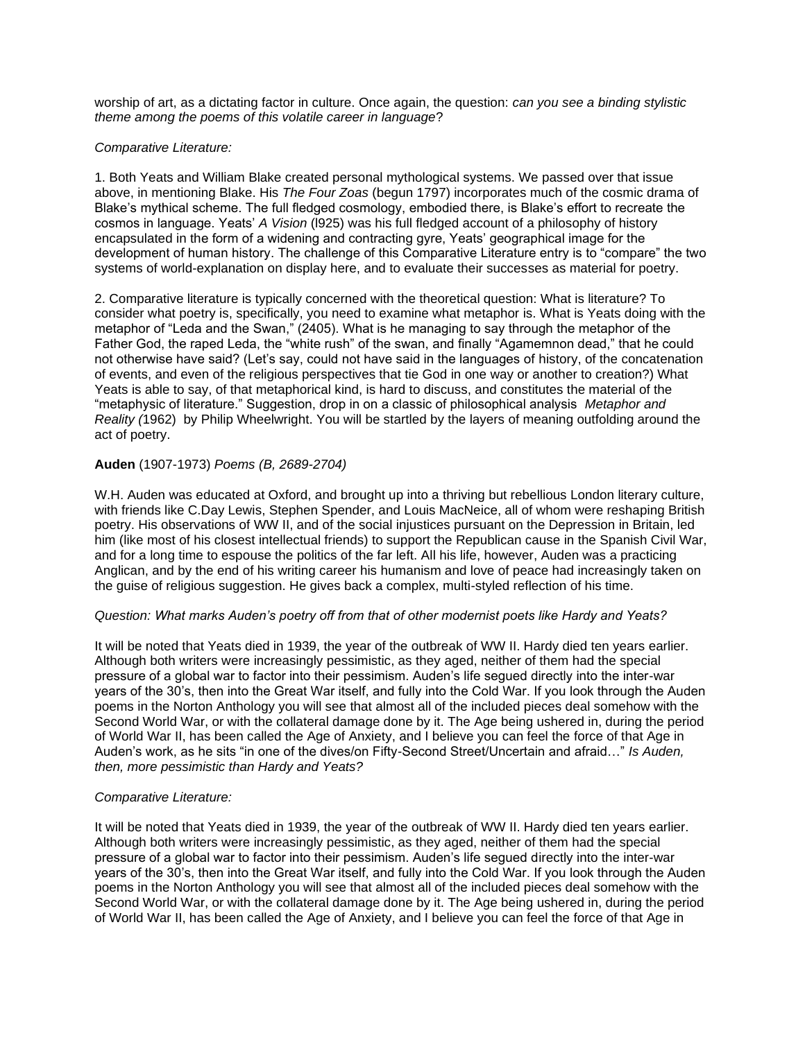worship of art, as a dictating factor in culture. Once again, the question: *can you see a binding stylistic theme among the poems of this volatile career in language*?

*Comparative Literature:*

1. Both Yeats and William Blake created personal mythological systems. We passed over that issue above, in mentioning Blake. His *The Four Zoas* (begun 1797) incorporates much of the cosmic drama of Blake's mythical scheme. The full fledged cosmology, embodied there, is Blake's effort to recreate the cosmos in language. Yeats' *A Vision* (l925) was his full fledged account of a philosophy of history encapsulated in the form of a widening and contracting gyre, Yeats' geographical image for the development of human history. The challenge of this Comparative Literature entry is to "compare" the two systems of world-explanation on display here, and to evaluate their successes as material for poetry.

2. Comparative literature is typically concerned with the theoretical question: What is literature? To consider what poetry is, specifically, you need to examine what metaphor is. What is Yeats doing with the metaphor of "Leda and the Swan," (2405). What is he managing to say through the metaphor of the Father God, the raped Leda, the "white rush" of the swan, and finally "Agamemnon dead," that he could not otherwise have said? (Let's say, could not have said in the languages of history, of the concatenation of events, and even of the religious perspectives that tie God in one way or another to creation?) What Yeats is able to say, of that metaphorical kind, is hard to discuss, and constitutes the material of the "metaphysic of literature." Suggestion, drop in on a classic of philosophical analysis *Metaphor and Reality (*1962) by Philip Wheelwright. You will be startled by the layers of meaning outfolding around the act of poetry.

**Auden** (1907-1973) *Poems (B, 2689-2704)*

W.H. Auden was educated at Oxford, and brought up into a thriving but rebellious London literary culture, with friends like C.Day Lewis, Stephen Spender, and Louis MacNeice, all of whom were reshaping British poetry. His observations of WW II, and of the social injustices pursuant on the Depression in Britain, led him (like most of his closest intellectual friends) to support the Republican cause in the Spanish Civil War, and for a long time to espouse the politics of the far left. All his life, however, Auden was a practicing Anglican, and by the end of his writing career his humanism and love of peace had increasingly taken on the guise of religious suggestion. He gives back a complex, multi-styled reflection of his time.

*Question: What marks Auden's poetry off from that of other modernist poets like Hardy and Yeats?*

It will be noted that Yeats died in 1939, the year of the outbreak of WW II. Hardy died ten years earlier. Although both writers were increasingly pessimistic, as they aged, neither of them had the special pressure of a global war to factor into their pessimism. Auden's life segued directly into the inter-war years of the 30's, then into the Great War itself, and fully into the Cold War. If you look through the Auden poems in the Norton Anthology you will see that almost all of the included pieces deal somehow with the Second World War, or with the collateral damage done by it. The Age being ushered in, during the period of World War II, has been called the Age of Anxiety, and I believe you can feel the force of that Age in Auden's work, as he sits "in one of the dives/on Fifty-Second Street/Uncertain and afraid…" *Is Auden, then, more pessimistic than Hardy and Yeats?*

*Comparative Literature:*

It will be noted that Yeats died in 1939, the year of the outbreak of WW II. Hardy died ten years earlier. Although both writers were increasingly pessimistic, as they aged, neither of them had the special pressure of a global war to factor into their pessimism. Auden's life segued directly into the inter-war years of the 30's, then into the Great War itself, and fully into the Cold War. If you look through the Auden poems in the Norton Anthology you will see that almost all of the included pieces deal somehow with the Second World War, or with the collateral damage done by it. The Age being ushered in, during the period of World War II, has been called the Age of Anxiety, and I believe you can feel the force of that Age in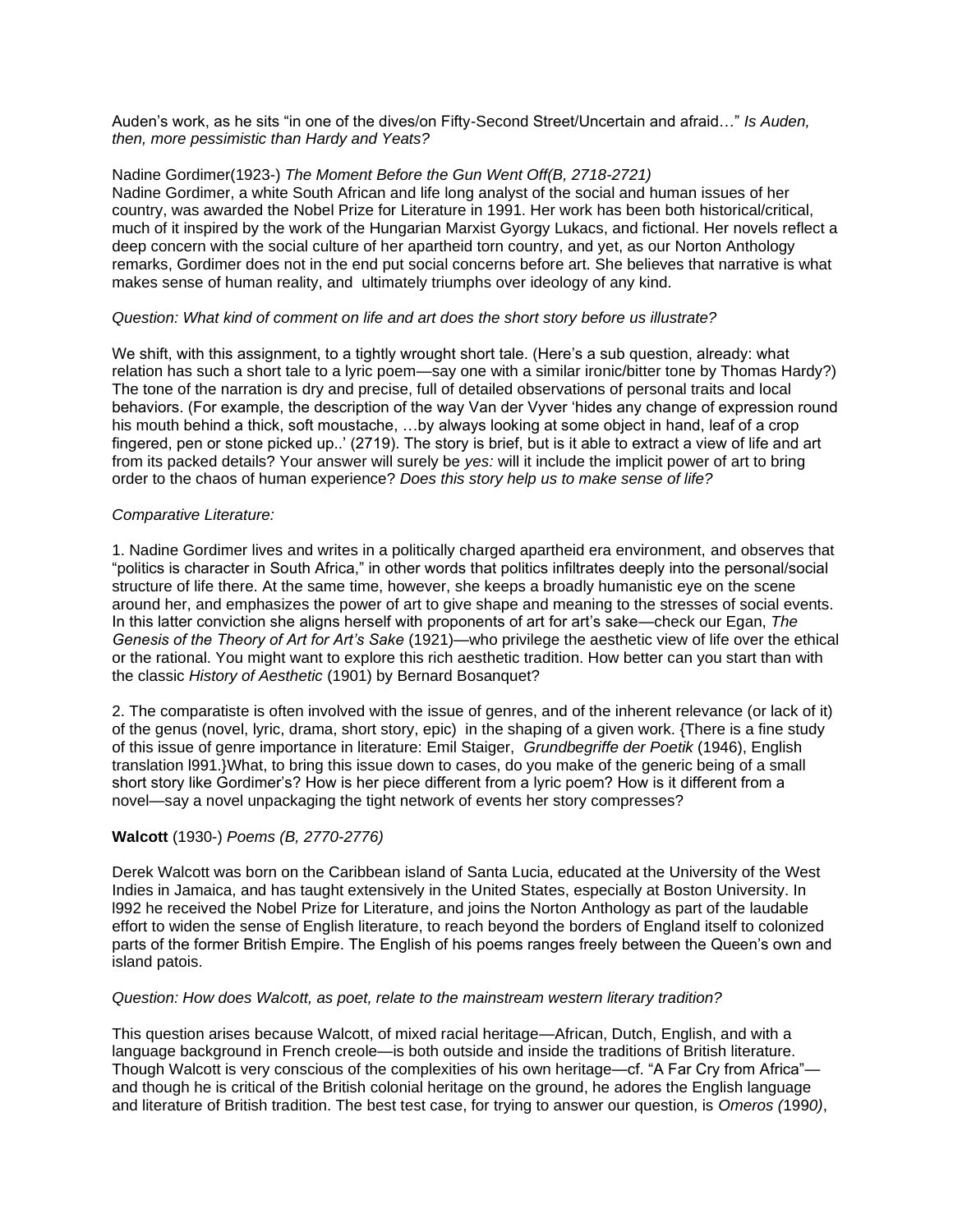Auden's work, as he sits "in one of the dives/on Fifty-Second Street/Uncertain and afraid…" *Is Auden, then, more pessimistic than Hardy and Yeats?*

Nadine Gordimer(1923-) *The Moment Before the Gun Went Off(B, 2718-2721)*
Nadine Gordimer, a white South African and life long analyst of the social and human issues of her country, was awarded the Nobel Prize for Literature in 1991. Her work has been both historical/critical, much of it inspired by the work of the Hungarian Marxist Gyorgy Lukacs, and fictional. Her novels reflect a deep concern with the social culture of her apartheid torn country, and yet, as our Norton Anthology remarks, Gordimer does not in the end put social concerns before art. She believes that narrative is what makes sense of human reality, and ultimately triumphs over ideology of any kind.

*Question: What kind of comment on life and art does the short story before us illustrate?*

We shift, with this assignment, to a tightly wrought short tale. (Here's a sub question, already: what relation has such a short tale to a lyric poem—say one with a similar ironic/bitter tone by Thomas Hardy?) The tone of the narration is dry and precise, full of detailed observations of personal traits and local behaviors. (For example, the description of the way Van der Vyver 'hides any change of expression round his mouth behind a thick, soft moustache, …by always looking at some object in hand, leaf of a crop fingered, pen or stone picked up..' (2719). The story is brief, but is it able to extract a view of life and art from its packed details? Your answer will surely be *yes:* will it include the implicit power of art to bring order to the chaos of human experience? *Does this story help us to make sense of life?*

*Comparative Literature:*

1. Nadine Gordimer lives and writes in a politically charged apartheid era environment, and observes that "politics is character in South Africa," in other words that politics infiltrates deeply into the personal/social structure of life there. At the same time, however, she keeps a broadly humanistic eye on the scene around her, and emphasizes the power of art to give shape and meaning to the stresses of social events. In this latter conviction she aligns herself with proponents of art for art's sake—check our Egan, *The Genesis of the Theory of Art for Art's Sake* (1921)—who privilege the aesthetic view of life over the ethical or the rational. You might want to explore this rich aesthetic tradition. How better can you start than with the classic *History of Aesthetic* (1901) by Bernard Bosanquet?

2. The comparatiste is often involved with the issue of genres, and of the inherent relevance (or lack of it) of the genus (novel, lyric, drama, short story, epic) in the shaping of a given work. {There is a fine study of this issue of genre importance in literature: Emil Staiger, *Grundbegriffe der Poetik* (1946), English translation l991.}What, to bring this issue down to cases, do you make of the generic being of a small short story like Gordimer's? How is her piece different from a lyric poem? How is it different from a novel—say a novel unpackaging the tight network of events her story compresses?

**Walcott** (1930-) *Poems (B, 2770-2776)*

Derek Walcott was born on the Caribbean island of Santa Lucia, educated at the University of the West Indies in Jamaica, and has taught extensively in the United States, especially at Boston University. In l992 he received the Nobel Prize for Literature, and joins the Norton Anthology as part of the laudable effort to widen the sense of English literature, to reach beyond the borders of England itself to colonized parts of the former British Empire. The English of his poems ranges freely between the Queen's own and island patois.

*Question: How does Walcott, as poet, relate to the mainstream western literary tradition?*

This question arises because Walcott, of mixed racial heritage—African, Dutch, English, and with a language background in French creole—is both outside and inside the traditions of British literature. Though Walcott is very conscious of the complexities of his own heritage—cf. "A Far Cry from Africa"—and though he is critical of the British colonial heritage on the ground, he adores the English language and literature of British tradition. The best test case, for trying to answer our question, is *Omeros (*1990*)*,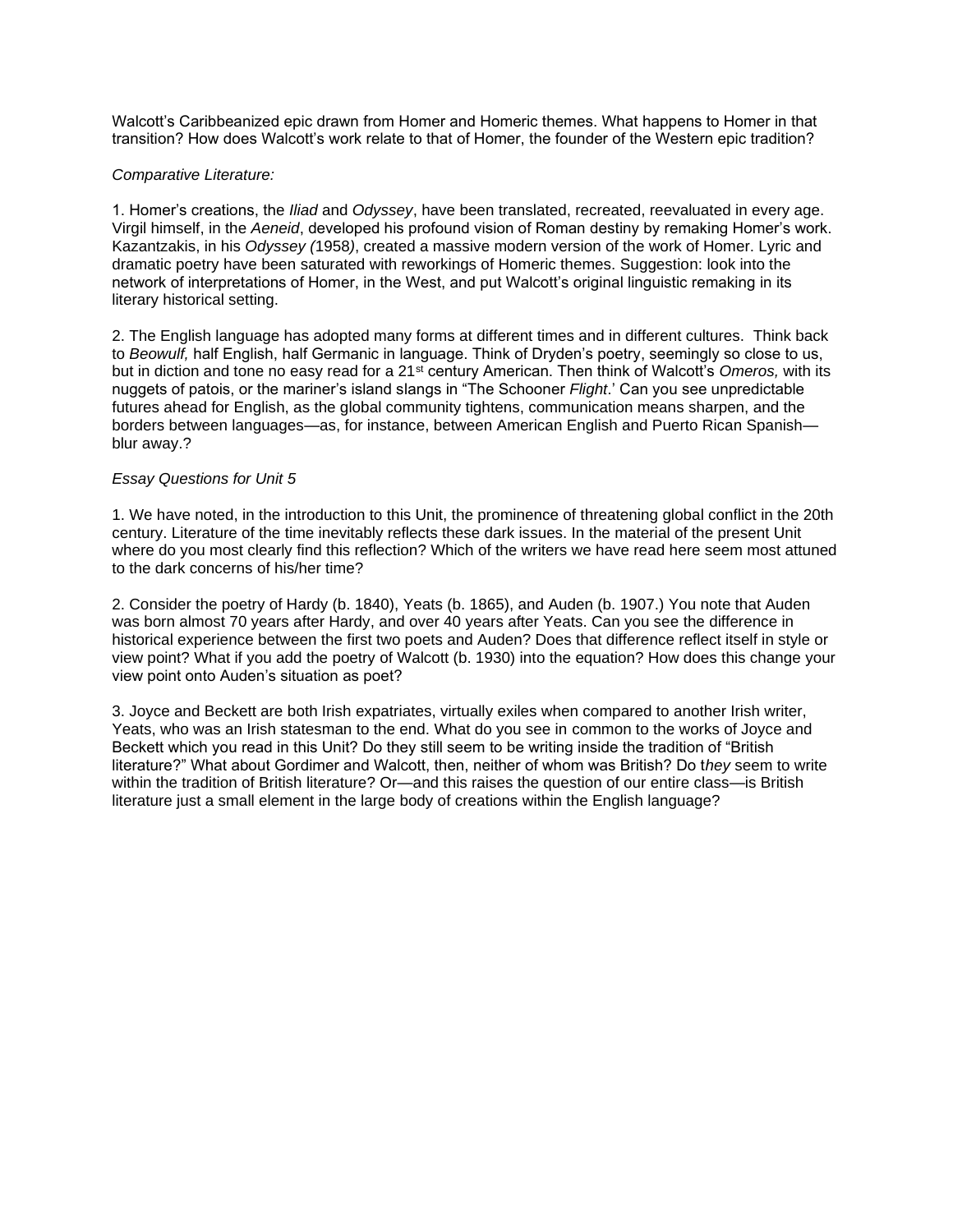Walcott's Caribbeanized epic drawn from Homer and Homeric themes. What happens to Homer in that transition? How does Walcott's work relate to that of Homer, the founder of the Western epic tradition?

*Comparative Literature:*

1. Homer's creations, the *Iliad* and *Odyssey*, have been translated, recreated, reevaluated in every age. Virgil himself, in the *Aeneid*, developed his profound vision of Roman destiny by remaking Homer's work. Kazantzakis, in his *Odyssey (*1958*)*, created a massive modern version of the work of Homer. Lyric and dramatic poetry have been saturated with reworkings of Homeric themes. Suggestion: look into the network of interpretations of Homer, in the West, and put Walcott's original linguistic remaking in its literary historical setting.

2. The English language has adopted many forms at different times and in different cultures. Think back to *Beowulf,* half English, half Germanic in language. Think of Dryden's poetry, seemingly so close to us, but in diction and tone no easy read for a 21st century American. Then think of Walcott's *Omeros,* with its nuggets of patois, or the mariner's island slangs in "The Schooner *Flight*.' Can you see unpredictable futures ahead for English, as the global community tightens, communication means sharpen, and the borders between languages—as, for instance, between American English and Puerto Rican Spanish—blur away.?

*Essay Questions for Unit 5*

1. We have noted, in the introduction to this Unit, the prominence of threatening global conflict in the 20th century. Literature of the time inevitably reflects these dark issues. In the material of the present Unit where do you most clearly find this reflection? Which of the writers we have read here seem most attuned to the dark concerns of his/her time?

2. Consider the poetry of Hardy (b. 1840), Yeats (b. 1865), and Auden (b. 1907.) You note that Auden was born almost 70 years after Hardy, and over 40 years after Yeats. Can you see the difference in historical experience between the first two poets and Auden? Does that difference reflect itself in style or view point? What if you add the poetry of Walcott (b. 1930) into the equation? How does this change your view point onto Auden's situation as poet?

3. Joyce and Beckett are both Irish expatriates, virtually exiles when compared to another Irish writer, Yeats, who was an Irish statesman to the end. What do you see in common to the works of Joyce and Beckett which you read in this Unit? Do they still seem to be writing inside the tradition of "British literature?" What about Gordimer and Walcott, then, neither of whom was British? Do t*hey* seem to write within the tradition of British literature? Or—and this raises the question of our entire class—is British literature just a small element in the large body of creations within the English language?